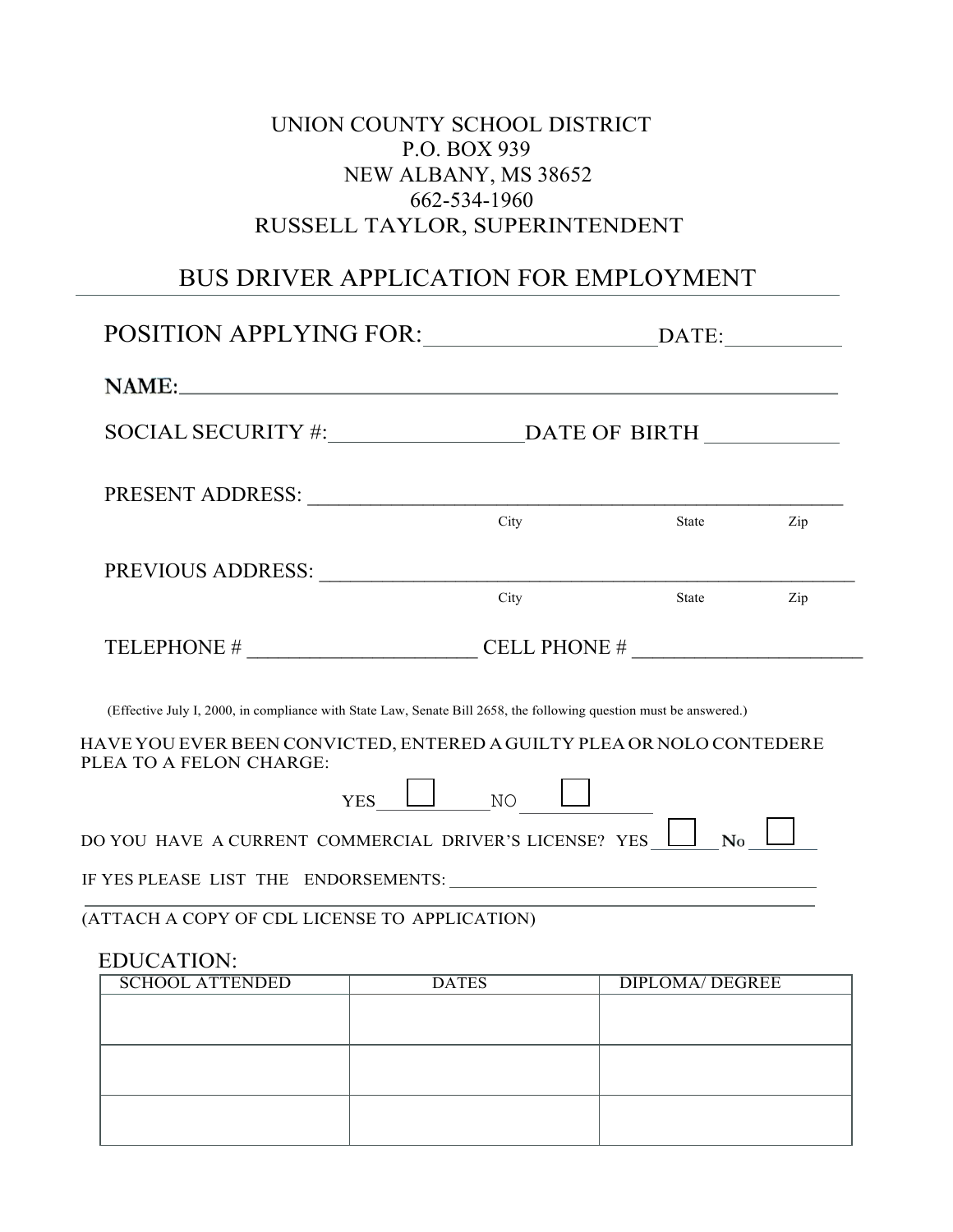UNION COUNTY SCHOOL DISTRICT
P.O. BOX 939
NEW ALBANY, MS 38652
662-534-1960
RUSSELL TAYLOR, SUPERINTENDENT

# BUS DRIVER APPLICATION FOR EMPLOYMENT

POSITION APPLYING FOR:____________________DATE:___________

**NAME:**_______________________________________________________________

SOCIAL SECURITY #:_________________DATE OF BIRTH ____________

PRESENT ADDRESS: ____________________________________________________
City State Zip

PREVIOUS ADDRESS: ___________________________________________________
City State Zip

TELEPHONE # _____________________ CELL PHONE # _____________________

(Effective July I, 2000, in compliance with State Law, Senate Bill 2658, the following question must be answered.)

HAVE YOU EVER BEEN CONVICTED, ENTERED A GUILTY PLEA OR NOLO CONTEDERE PLEA TO A FELON CHARGE:

YES ☐ NO ☐

DO YOU HAVE A CURRENT COMMERCIAL DRIVER'S LICENSE? YES ☐ No ☐

IF YES PLEASE LIST THE ENDORSEMENTS: __________________________________________

_______________________________________________________________________

(ATTACH A COPY OF CDL LICENSE TO APPLICATION)

EDUCATION:

| SCHOOL ATTENDED | DATES | DIPLOMA/ DEGREE |
|---|---|---|
| | | |
| | | |
| | | |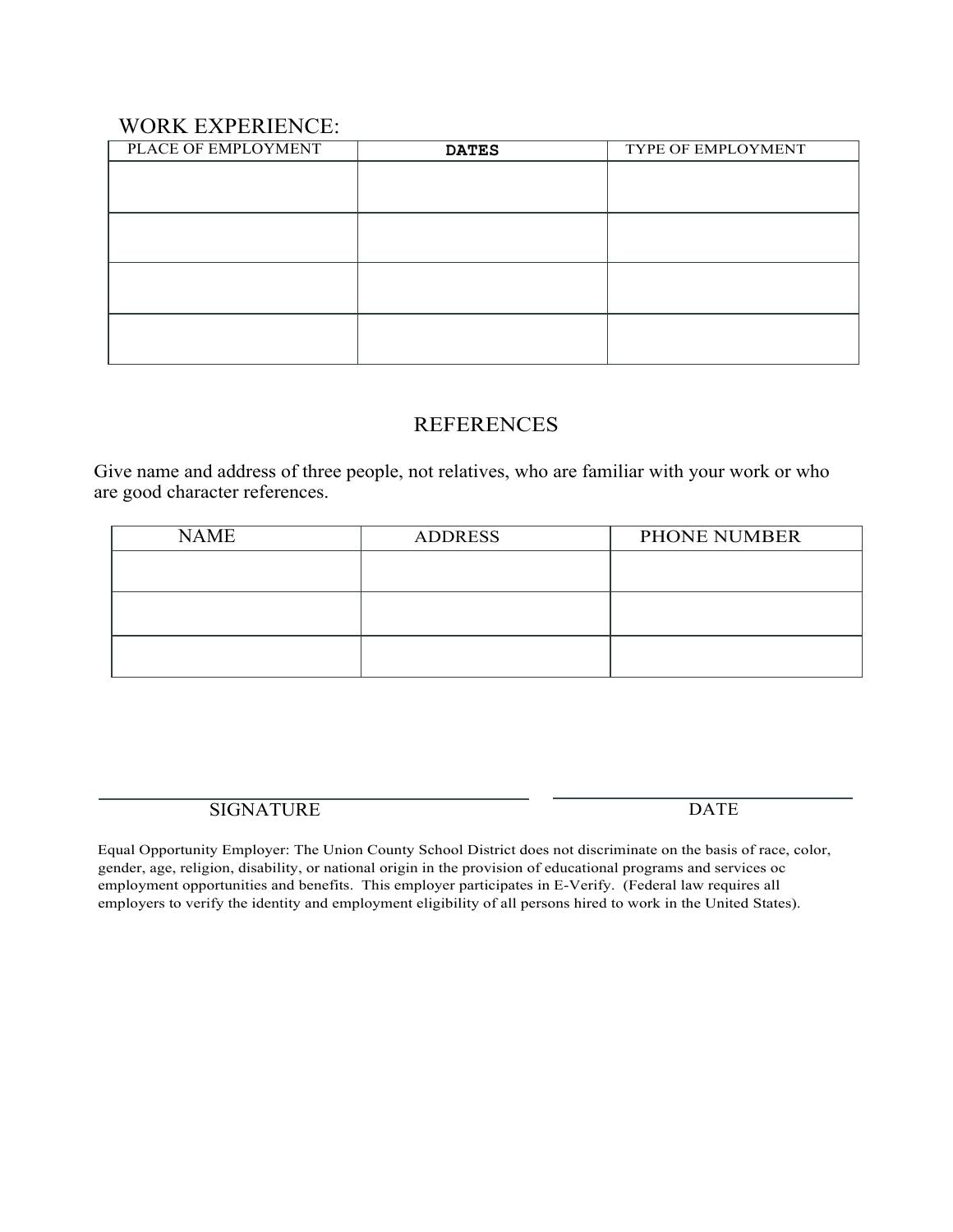## WORK EXPERIENCE:

| PLACE OF EMPLOYMENT | DATES | TYPE OF EMPLOYMENT |
|---|---|---|
| | | |
| | | |
| | | |
| | | |

## REFERENCES

Give name and address of three people, not relatives, who are familiar with your work or who are good character references.

| NAME | ADDRESS | PHONE NUMBER |
|---|---|---|
| | | |
| | | |
| | | |

SIGNATURE ______________________ DATE ______________

Equal Opportunity Employer: The Union County School District does not discriminate on the basis of race, color, gender, age, religion, disability, or national origin in the provision of educational programs and services oc employment opportunities and benefits. This employer participates in E-Verify. (Federal law requires all employers to verify the identity and employment eligibility of all persons hired to work in the United States).